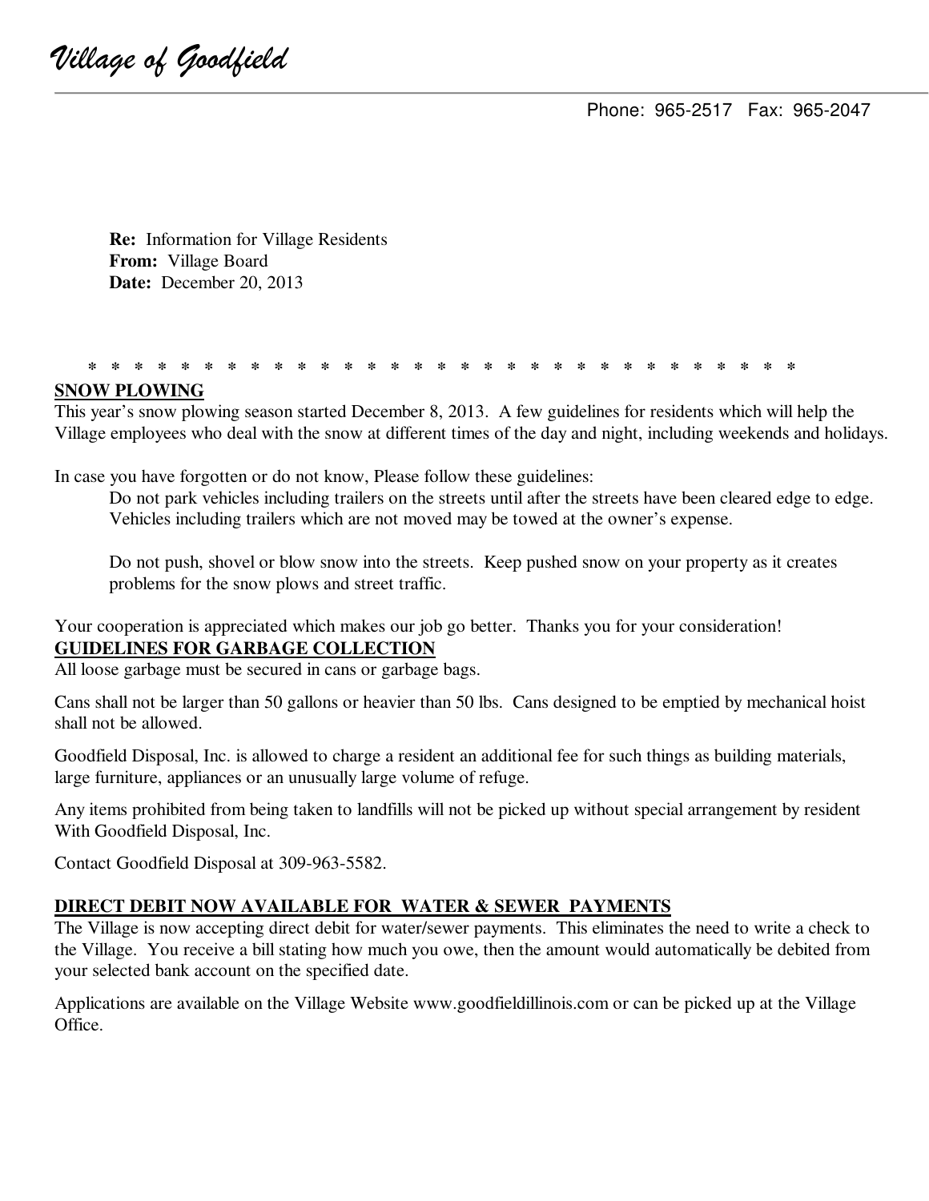*Village of Goodfield*

Phone: 965-2517 Fax: 965-2047

**Re:** Information for Village Residents
**From:** Village Board
**Date:** December 20, 2013

* * * * * * * * * * * * * * * * * * * * * * * * * * * * * * * * * * * * * * * * * *

## SNOW PLOWING

This year's snow plowing season started December 8, 2013. A few guidelines for residents which will help the Village employees who deal with the snow at different times of the day and night, including weekends and holidays.

In case you have forgotten or do not know, Please follow these guidelines:

Do not park vehicles including trailers on the streets until after the streets have been cleared edge to edge. Vehicles including trailers which are not moved may be towed at the owner's expense.

Do not push, shovel or blow snow into the streets. Keep pushed snow on your property as it creates problems for the snow plows and street traffic.

Your cooperation is appreciated which makes our job go better. Thanks you for your consideration!

## GUIDELINES FOR GARBAGE COLLECTION

All loose garbage must be secured in cans or garbage bags.

Cans shall not be larger than 50 gallons or heavier than 50 lbs. Cans designed to be emptied by mechanical hoist shall not be allowed.

Goodfield Disposal, Inc. is allowed to charge a resident an additional fee for such things as building materials, large furniture, appliances or an unusually large volume of refuge.

Any items prohibited from being taken to landfills will not be picked up without special arrangement by resident With Goodfield Disposal, Inc.

Contact Goodfield Disposal at 309-963-5582.

## DIRECT DEBIT NOW AVAILABLE FOR WATER & SEWER PAYMENTS

The Village is now accepting direct debit for water/sewer payments. This eliminates the need to write a check to the Village. You receive a bill stating how much you owe, then the amount would automatically be debited from your selected bank account on the specified date.

Applications are available on the Village Website www.goodfieldillinois.com or can be picked up at the Village Office.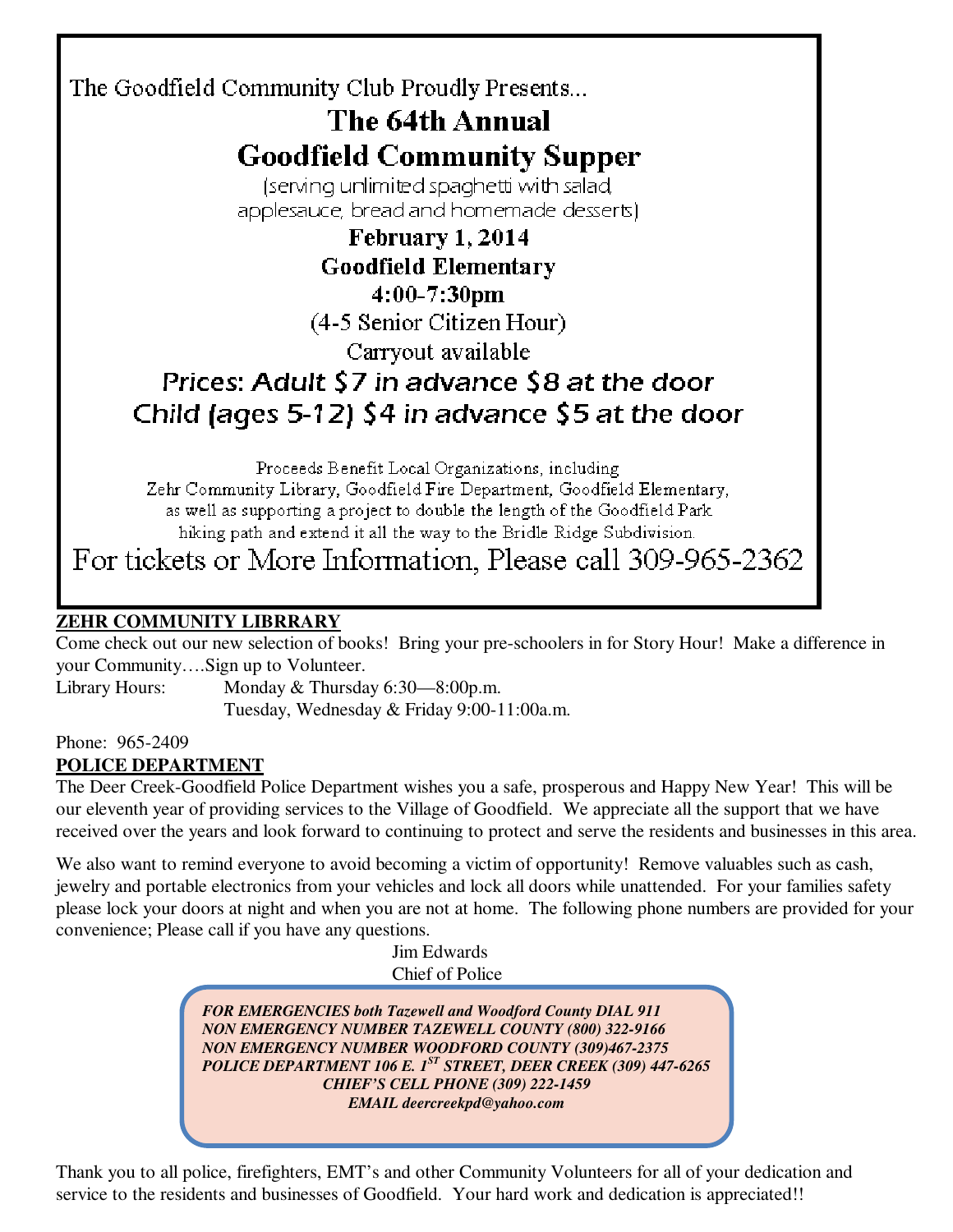The Goodfield Community Club Proudly Presents...

# The 64th Annual Goodfield Community Supper

(serving unlimited spaghetti with salad, applesauce, bread and homemade desserts)

**February 1, 2014**

**Goodfield Elementary**

**4:00-7:30pm**

(4-5 Senior Citizen Hour)

Carryout available

*Prices: Adult $7 in advance $8 at the door*

*Child (ages 5-12) $4 in advance $5 at the door*

Proceeds Benefit Local Organizations, including Zehr Community Library, Goodfield Fire Department, Goodfield Elementary, as well as supporting a project to double the length of the Goodfield Park hiking path and extend it all the way to the Bridle Ridge Subdivision.

For tickets or More Information, Please call 309-965-2362

## ZEHR COMMUNITY LIBRRARY

Come check out our new selection of books! Bring your pre-schoolers in for Story Hour! Make a difference in your Community….Sign up to Volunteer.

Library Hours: Monday & Thursday 6:30—8:00p.m.
Tuesday, Wednesday & Friday 9:00-11:00a.m.

Phone: 965-2409

## POLICE DEPARTMENT

The Deer Creek-Goodfield Police Department wishes you a safe, prosperous and Happy New Year! This will be our eleventh year of providing services to the Village of Goodfield. We appreciate all the support that we have received over the years and look forward to continuing to protect and serve the residents and businesses in this area.

We also want to remind everyone to avoid becoming a victim of opportunity! Remove valuables such as cash, jewelry and portable electronics from your vehicles and lock all doors while unattended. For your families safety please lock your doors at night and when you are not at home. The following phone numbers are provided for your convenience; Please call if you have any questions.

Jim Edwards
Chief of Police

***FOR EMERGENCIES both Tazewell and Woodford County DIAL 911***
***NON EMERGENCY NUMBER TAZEWELL COUNTY (800) 322-9166***
***NON EMERGENCY NUMBER WOODFORD COUNTY (309)467-2375***
***POLICE DEPARTMENT 106 E. 1ST STREET, DEER CREEK (309) 447-6265***
***CHIEF'S CELL PHONE (309) 222-1459***
***EMAIL deercreekpd@yahoo.com***

Thank you to all police, firefighters, EMT's and other Community Volunteers for all of your dedication and service to the residents and businesses of Goodfield. Your hard work and dedication is appreciated!!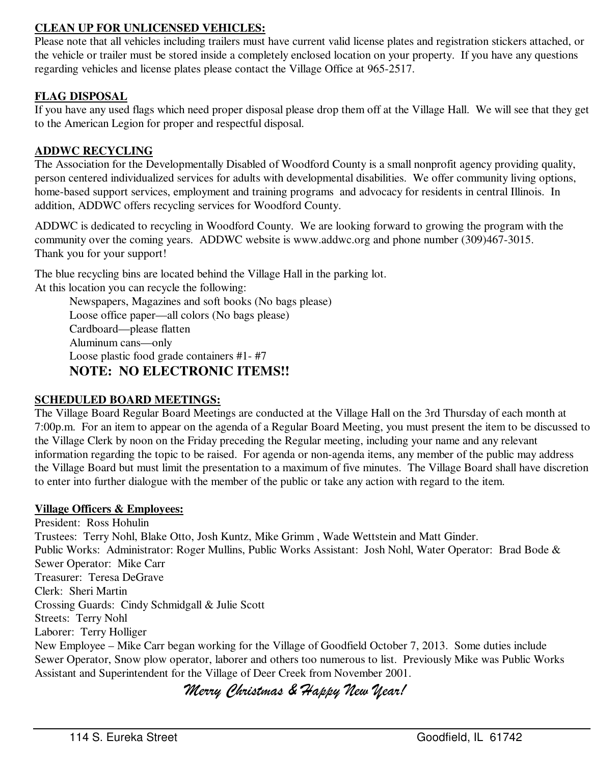**CLEAN UP FOR UNLICENSED VEHICLES:**

Please note that all vehicles including trailers must have current valid license plates and registration stickers attached, or the vehicle or trailer must be stored inside a completely enclosed location on your property. If you have any questions regarding vehicles and license plates please contact the Village Office at 965-2517.

**FLAG DISPOSAL**

If you have any used flags which need proper disposal please drop them off at the Village Hall. We will see that they get to the American Legion for proper and respectful disposal.

**ADDWC RECYCLING**

The Association for the Developmentally Disabled of Woodford County is a small nonprofit agency providing quality, person centered individualized services for adults with developmental disabilities. We offer community living options, home-based support services, employment and training programs and advocacy for residents in central Illinois. In addition, ADDWC offers recycling services for Woodford County.

ADDWC is dedicated to recycling in Woodford County. We are looking forward to growing the program with the community over the coming years. ADDWC website is www.addwc.org and phone number (309)467-3015. Thank you for your support!

The blue recycling bins are located behind the Village Hall in the parking lot.
At this location you can recycle the following:

- Newspapers, Magazines and soft books (No bags please)
- Loose office paper—all colors (No bags please)
- Cardboard—please flatten
- Aluminum cans—only
- Loose plastic food grade containers #1- #7

**NOTE: NO ELECTRONIC ITEMS!!**

**SCHEDULED BOARD MEETINGS:**

The Village Board Regular Board Meetings are conducted at the Village Hall on the 3rd Thursday of each month at 7:00p.m. For an item to appear on the agenda of a Regular Board Meeting, you must present the item to be discussed to the Village Clerk by noon on the Friday preceding the Regular meeting, including your name and any relevant information regarding the topic to be raised. For agenda or non-agenda items, any member of the public may address the Village Board but must limit the presentation to a maximum of five minutes. The Village Board shall have discretion to enter into further dialogue with the member of the public or take any action with regard to the item.

**Village Officers & Employees:**

President: Ross Hohulin
Trustees: Terry Nohl, Blake Otto, Josh Kuntz, Mike Grimm , Wade Wettstein and Matt Ginder.
Public Works: Administrator: Roger Mullins, Public Works Assistant: Josh Nohl, Water Operator: Brad Bode & Sewer Operator: Mike Carr
Treasurer: Teresa DeGrave
Clerk: Sheri Martin
Crossing Guards: Cindy Schmidgall & Julie Scott
Streets: Terry Nohl
Laborer: Terry Holliger
New Employee – Mike Carr began working for the Village of Goodfield October 7, 2013. Some duties include Sewer Operator, Snow plow operator, laborer and others too numerous to list. Previously Mike was Public Works Assistant and Superintendent for the Village of Deer Creek from November 2001.

*Merry Christmas & Happy New Year!*

114 S. Eureka Street Goodfield, IL 61742